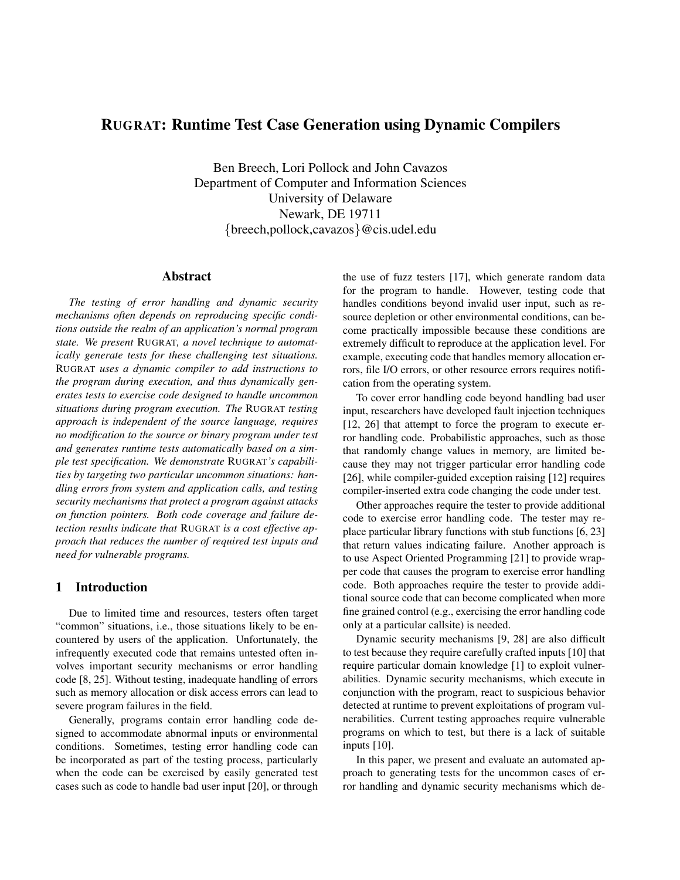# RUGRAT: Runtime Test Case Generation using Dynamic Compilers

Ben Breech, Lori Pollock and John Cavazos
Department of Computer and Information Sciences
University of Delaware
Newark, DE 19711
{breech,pollock,cavazos}@cis.udel.edu

## Abstract

*The testing of error handling and dynamic security mechanisms often depends on reproducing specific conditions outside the realm of an application's normal program state. We present* RUGRAT*, a novel technique to automatically generate tests for these challenging test situations.* RUGRAT *uses a dynamic compiler to add instructions to the program during execution, and thus dynamically generates tests to exercise code designed to handle uncommon situations during program execution. The* RUGRAT *testing approach is independent of the source language, requires no modification to the source or binary program under test and generates runtime tests automatically based on a simple test specification. We demonstrate* RUGRAT*'s capabilities by targeting two particular uncommon situations: handling errors from system and application calls, and testing security mechanisms that protect a program against attacks on function pointers. Both code coverage and failure detection results indicate that* RUGRAT *is a cost effective approach that reduces the number of required test inputs and need for vulnerable programs.*

## 1 Introduction

Due to limited time and resources, testers often target "common" situations, i.e., those situations likely to be encountered by users of the application. Unfortunately, the infrequently executed code that remains untested often involves important security mechanisms or error handling code [8, 25]. Without testing, inadequate handling of errors such as memory allocation or disk access errors can lead to severe program failures in the field.

Generally, programs contain error handling code designed to accommodate abnormal inputs or environmental conditions. Sometimes, testing error handling code can be incorporated as part of the testing process, particularly when the code can be exercised by easily generated test cases such as code to handle bad user input [20], or through the use of fuzz testers [17], which generate random data for the program to handle. However, testing code that handles conditions beyond invalid user input, such as resource depletion or other environmental conditions, can become practically impossible because these conditions are extremely difficult to reproduce at the application level. For example, executing code that handles memory allocation errors, file I/O errors, or other resource errors requires notification from the operating system.

To cover error handling code beyond handling bad user input, researchers have developed fault injection techniques [12, 26] that attempt to force the program to execute error handling code. Probabilistic approaches, such as those that randomly change values in memory, are limited because they may not trigger particular error handling code [26], while compiler-guided exception raising [12] requires compiler-inserted extra code changing the code under test.

Other approaches require the tester to provide additional code to exercise error handling code. The tester may replace particular library functions with stub functions [6, 23] that return values indicating failure. Another approach is to use Aspect Oriented Programming [21] to provide wrapper code that causes the program to exercise error handling code. Both approaches require the tester to provide additional source code that can become complicated when more fine grained control (e.g., exercising the error handling code only at a particular callsite) is needed.

Dynamic security mechanisms [9, 28] are also difficult to test because they require carefully crafted inputs [10] that require particular domain knowledge [1] to exploit vulnerabilities. Dynamic security mechanisms, which execute in conjunction with the program, react to suspicious behavior detected at runtime to prevent exploitations of program vulnerabilities. Current testing approaches require vulnerable programs on which to test, but there is a lack of suitable inputs [10].

In this paper, we present and evaluate an automated approach to generating tests for the uncommon cases of error handling and dynamic security mechanisms which de-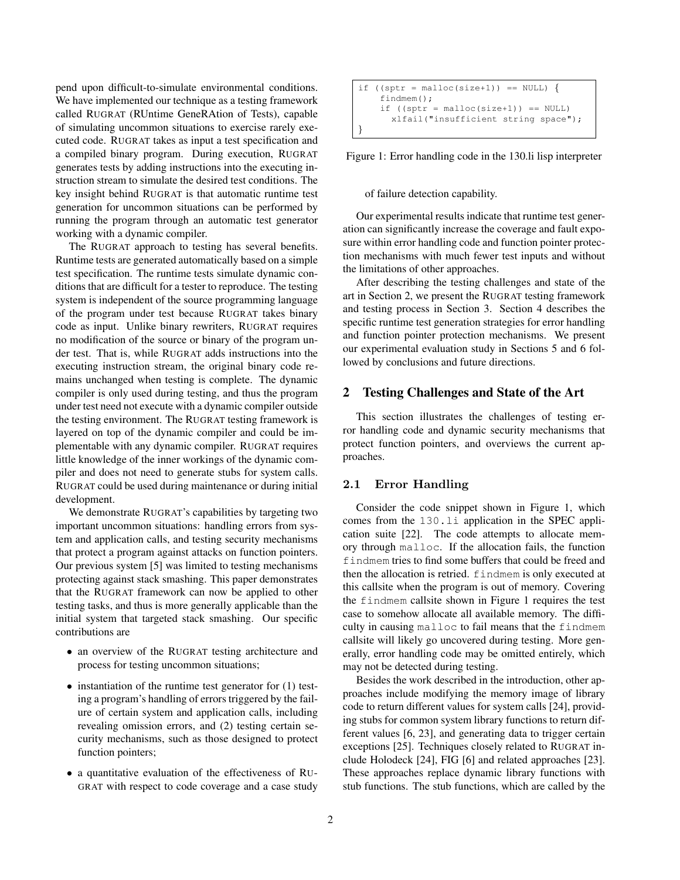pend upon difficult-to-simulate environmental conditions. We have implemented our technique as a testing framework called RUGRAT (RUntime GeneRAtion of Tests), capable of simulating uncommon situations to exercise rarely executed code. RUGRAT takes as input a test specification and a compiled binary program. During execution, RUGRAT generates tests by adding instructions into the executing instruction stream to simulate the desired test conditions. The key insight behind RUGRAT is that automatic runtime test generation for uncommon situations can be performed by running the program through an automatic test generator working with a dynamic compiler.

The RUGRAT approach to testing has several benefits. Runtime tests are generated automatically based on a simple test specification. The runtime tests simulate dynamic conditions that are difficult for a tester to reproduce. The testing system is independent of the source programming language of the program under test because RUGRAT takes binary code as input. Unlike binary rewriters, RUGRAT requires no modification of the source or binary of the program under test. That is, while RUGRAT adds instructions into the executing instruction stream, the original binary code remains unchanged when testing is complete. The dynamic compiler is only used during testing, and thus the program under test need not execute with a dynamic compiler outside the testing environment. The RUGRAT testing framework is layered on top of the dynamic compiler and could be implementable with any dynamic compiler. RUGRAT requires little knowledge of the inner workings of the dynamic compiler and does not need to generate stubs for system calls. RUGRAT could be used during maintenance or during initial development.

We demonstrate RUGRAT's capabilities by targeting two important uncommon situations: handling errors from system and application calls, and testing security mechanisms that protect a program against attacks on function pointers. Our previous system [5] was limited to testing mechanisms protecting against stack smashing. This paper demonstrates that the RUGRAT framework can now be applied to other testing tasks, and thus is more generally applicable than the initial system that targeted stack smashing. Our specific contributions are

- an overview of the RUGRAT testing architecture and process for testing uncommon situations;
- instantiation of the runtime test generator for (1) testing a program's handling of errors triggered by the failure of certain system and application calls, including revealing omission errors, and (2) testing certain security mechanisms, such as those designed to protect function pointers;
- a quantitative evaluation of the effectiveness of RUGRAT with respect to code coverage and a case study of failure detection capability.

```
if ((sptr = malloc(size+1)) == NULL) {
    findmem();
    if ((sptr = malloc(size+1)) == NULL)
      xlfail("insufficient string space");
}
```

Figure 1: Error handling code in the 130.li lisp interpreter

Our experimental results indicate that runtime test generation can significantly increase the coverage and fault exposure within error handling code and function pointer protection mechanisms with much fewer test inputs and without the limitations of other approaches.

After describing the testing challenges and state of the art in Section 2, we present the RUGRAT testing framework and testing process in Section 3. Section 4 describes the specific runtime test generation strategies for error handling and function pointer protection mechanisms. We present our experimental evaluation study in Sections 5 and 6 followed by conclusions and future directions.

## 2 Testing Challenges and State of the Art

This section illustrates the challenges of testing error handling code and dynamic security mechanisms that protect function pointers, and overviews the current approaches.

### 2.1 Error Handling

Consider the code snippet shown in Figure 1, which comes from the `130.li` application in the SPEC application suite [22]. The code attempts to allocate memory through `malloc`. If the allocation fails, the function `findmem` tries to find some buffers that could be freed and then the allocation is retried. `findmem` is only executed at this callsite when the program is out of memory. Covering the `findmem` callsite shown in Figure 1 requires the test case to somehow allocate all available memory. The difficulty in causing `malloc` to fail means that the `findmem` callsite will likely go uncovered during testing. More generally, error handling code may be omitted entirely, which may not be detected during testing.

Besides the work described in the introduction, other approaches include modifying the memory image of library code to return different values for system calls [24], providing stubs for common system library functions to return different values [6, 23], and generating data to trigger certain exceptions [25]. Techniques closely related to RUGRAT include Holodeck [24], FIG [6] and related approaches [23]. These approaches replace dynamic library functions with stub functions. The stub functions, which are called by the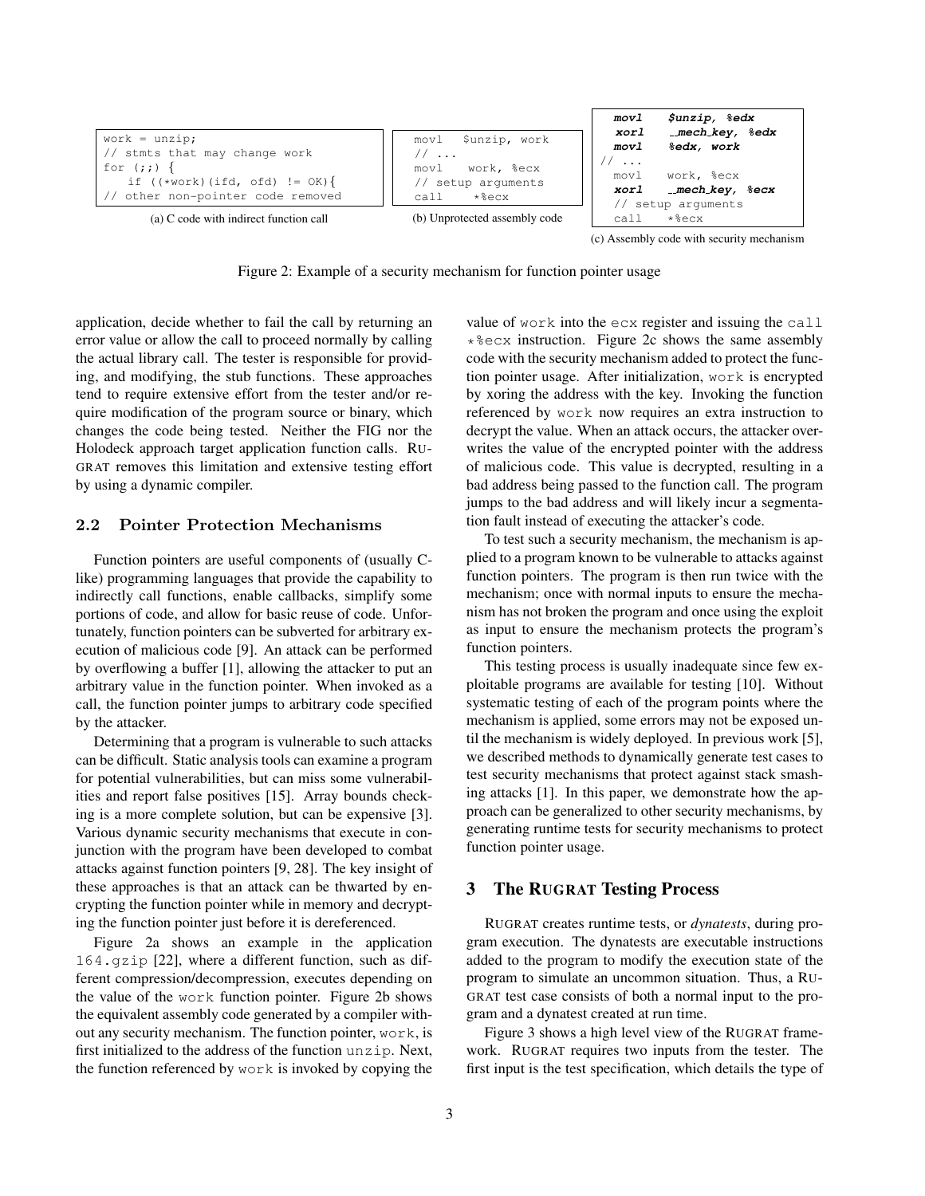```
work = unzip;
// stmts that may change work
for (;;) {
   if ((*work)(ifd, ofd) != OK){
// other non-pointer code removed
```

(a) C code with indirect function call

```
movl   $unzip, work
// ...
movl   work, %ecx
// setup arguments
call   *%ecx
```

(b) Unprotected assembly code

```
movl    $unzip, %edx
xorl    _mech_key, %edx
movl    %edx, work
// ...
movl    work, %ecx
xorl    _mech_key, %ecx
// setup arguments
call    *%ecx
```

(c) Assembly code with security mechanism

Figure 2: Example of a security mechanism for function pointer usage

application, decide whether to fail the call by returning an error value or allow the call to proceed normally by calling the actual library call. The tester is responsible for providing, and modifying, the stub functions. These approaches tend to require extensive effort from the tester and/or require modification of the program source or binary, which changes the code being tested. Neither the FIG nor the Holodeck approach target application function calls. RUGRAT removes this limitation and extensive testing effort by using a dynamic compiler.

### 2.2 Pointer Protection Mechanisms

Function pointers are useful components of (usually C-like) programming languages that provide the capability to indirectly call functions, enable callbacks, simplify some portions of code, and allow for basic reuse of code. Unfortunately, function pointers can be subverted for arbitrary execution of malicious code [9]. An attack can be performed by overflowing a buffer [1], allowing the attacker to put an arbitrary value in the function pointer. When invoked as a call, the function pointer jumps to arbitrary code specified by the attacker.

Determining that a program is vulnerable to such attacks can be difficult. Static analysis tools can examine a program for potential vulnerabilities, but can miss some vulnerabilities and report false positives [15]. Array bounds checking is a more complete solution, but can be expensive [3]. Various dynamic security mechanisms that execute in conjunction with the program have been developed to combat attacks against function pointers [9, 28]. The key insight of these approaches is that an attack can be thwarted by encrypting the function pointer while in memory and decrypting the function pointer just before it is dereferenced.

Figure 2a shows an example in the application `164.gzip` [22], where a different function, such as different compression/decompression, executes depending on the value of the `work` function pointer. Figure 2b shows the equivalent assembly code generated by a compiler without any security mechanism. The function pointer, `work`, is first initialized to the address of the function `unzip`. Next, the function referenced by `work` is invoked by copying the value of `work` into the `ecx` register and issuing the `call *%ecx` instruction. Figure 2c shows the same assembly code with the security mechanism added to protect the function pointer usage. After initialization, `work` is encrypted by xoring the address with the key. Invoking the function referenced by `work` now requires an extra instruction to decrypt the value. When an attack occurs, the attacker overwrites the value of the encrypted pointer with the address of malicious code. This value is decrypted, resulting in a bad address being passed to the function call. The program jumps to the bad address and will likely incur a segmentation fault instead of executing the attacker's code.

To test such a security mechanism, the mechanism is applied to a program known to be vulnerable to attacks against function pointers. The program is then run twice with the mechanism; once with normal inputs to ensure the mechanism has not broken the program and once using the exploit as input to ensure the mechanism protects the program's function pointers.

This testing process is usually inadequate since few exploitable programs are available for testing [10]. Without systematic testing of each of the program points where the mechanism is applied, some errors may not be exposed until the mechanism is widely deployed. In previous work [5], we described methods to dynamically generate test cases to test security mechanisms that protect against stack smashing attacks [1]. In this paper, we demonstrate how the approach can be generalized to other security mechanisms, by generating runtime tests for security mechanisms to protect function pointer usage.

## 3 The RUGRAT Testing Process

RUGRAT creates runtime tests, or *dynatests*, during program execution. The dynatests are executable instructions added to the program to modify the execution state of the program to simulate an uncommon situation. Thus, a RUGRAT test case consists of both a normal input to the program and a dynatest created at run time.

Figure 3 shows a high level view of the RUGRAT framework. RUGRAT requires two inputs from the tester. The first input is the test specification, which details the type of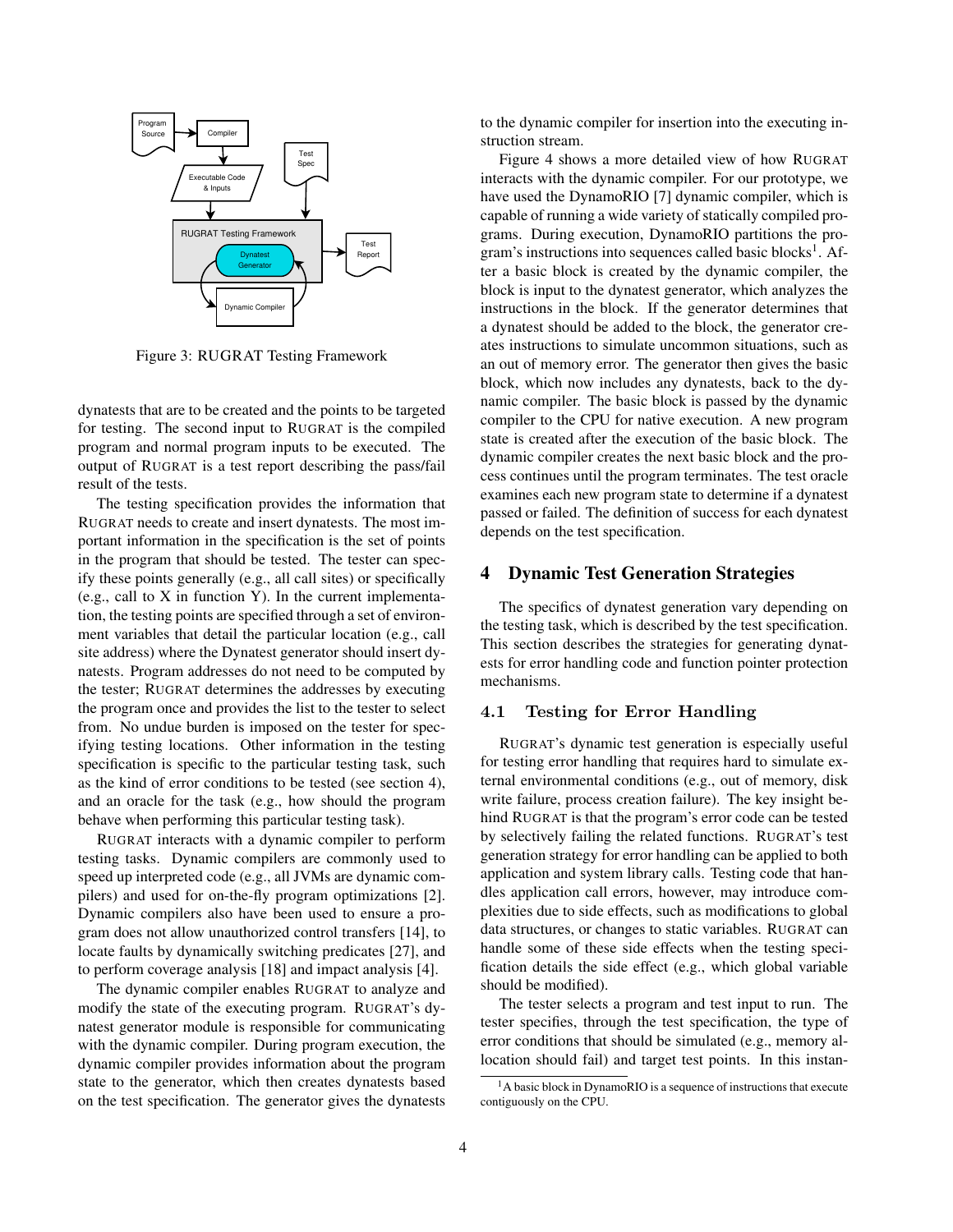Figure 3: RUGRAT Testing Framework

dynatests that are to be created and the points to be targeted for testing. The second input to RUGRAT is the compiled program and normal program inputs to be executed. The output of RUGRAT is a test report describing the pass/fail result of the tests.

The testing specification provides the information that RUGRAT needs to create and insert dynatests. The most important information in the specification is the set of points in the program that should be tested. The tester can specify these points generally (e.g., all call sites) or specifically (e.g., call to X in function Y). In the current implementation, the testing points are specified through a set of environment variables that detail the particular location (e.g., call site address) where the Dynatest generator should insert dynatests. Program addresses do not need to be computed by the tester; RUGRAT determines the addresses by executing the program once and provides the list to the tester to select from. No undue burden is imposed on the tester for specifying testing locations. Other information in the testing specification is specific to the particular testing task, such as the kind of error conditions to be tested (see section 4), and an oracle for the task (e.g., how should the program behave when performing this particular testing task).

RUGRAT interacts with a dynamic compiler to perform testing tasks. Dynamic compilers are commonly used to speed up interpreted code (e.g., all JVMs are dynamic compilers) and used for on-the-fly program optimizations [2]. Dynamic compilers also have been used to ensure a program does not allow unauthorized control transfers [14], to locate faults by dynamically switching predicates [27], and to perform coverage analysis [18] and impact analysis [4].

The dynamic compiler enables RUGRAT to analyze and modify the state of the executing program. RUGRAT's dynatest generator module is responsible for communicating with the dynamic compiler. During program execution, the dynamic compiler provides information about the program state to the generator, which then creates dynatests based on the test specification. The generator gives the dynatests to the dynamic compiler for insertion into the executing instruction stream.

Figure 4 shows a more detailed view of how RUGRAT interacts with the dynamic compiler. For our prototype, we have used the DynamoRIO [7] dynamic compiler, which is capable of running a wide variety of statically compiled programs. During execution, DynamoRIO partitions the program's instructions into sequences called basic blocks[1]. After a basic block is created by the dynamic compiler, the block is input to the dynatest generator, which analyzes the instructions in the block. If the generator determines that a dynatest should be added to the block, the generator creates instructions to simulate uncommon situations, such as an out of memory error. The generator then gives the basic block, which now includes any dynatests, back to the dynamic compiler. The basic block is passed by the dynamic compiler to the CPU for native execution. A new program state is created after the execution of the basic block. The dynamic compiler creates the next basic block and the process continues until the program terminates. The test oracle examines each new program state to determine if a dynatest passed or failed. The definition of success for each dynatest depends on the test specification.

## 4 Dynamic Test Generation Strategies

The specifics of dynatest generation vary depending on the testing task, which is described by the test specification. This section describes the strategies for generating dynatests for error handling code and function pointer protection mechanisms.

### 4.1 Testing for Error Handling

RUGRAT's dynamic test generation is especially useful for testing error handling that requires hard to simulate external environmental conditions (e.g., out of memory, disk write failure, process creation failure). The key insight behind RUGRAT is that the program's error code can be tested by selectively failing the related functions. RUGRAT's test generation strategy for error handling can be applied to both application and system library calls. Testing code that handles application call errors, however, may introduce complexities due to side effects, such as modifications to global data structures, or changes to static variables. RUGRAT can handle some of these side effects when the testing specification details the side effect (e.g., which global variable should be modified).

The tester selects a program and test input to run. The tester specifies, through the test specification, the type of error conditions that should be simulated (e.g., memory allocation should fail) and target test points. In this instan-

[1] A basic block in DynamoRIO is a sequence of instructions that execute contiguously on the CPU.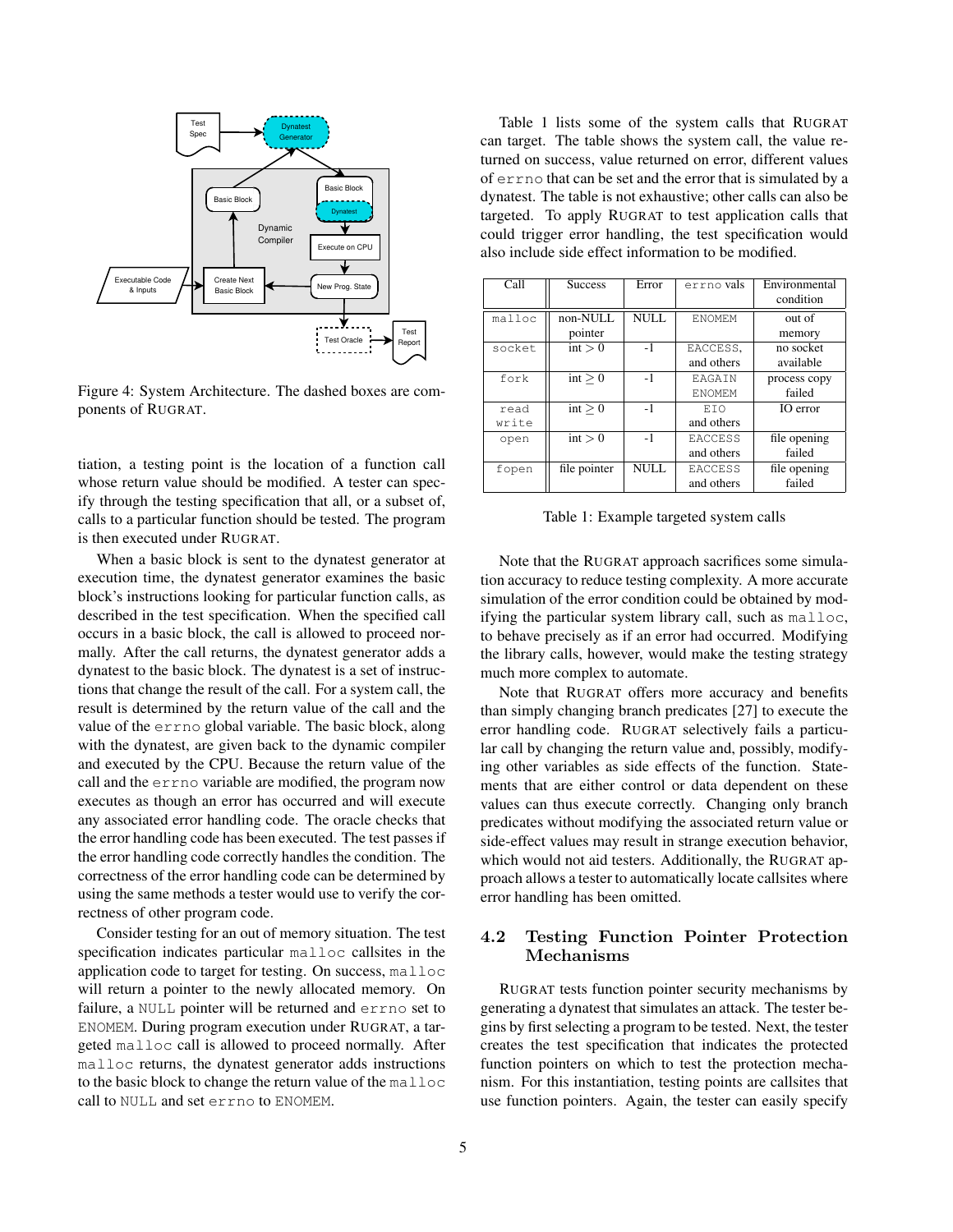Figure 4: System Architecture. The dashed boxes are components of RUGRAT.

tiation, a testing point is the location of a function call whose return value should be modified. A tester can specify through the testing specification that all, or a subset of, calls to a particular function should be tested. The program is then executed under RUGRAT.

When a basic block is sent to the dynatest generator at execution time, the dynatest generator examines the basic block's instructions looking for particular function calls, as described in the test specification. When the specified call occurs in a basic block, the call is allowed to proceed normally. After the call returns, the dynatest generator adds a dynatest to the basic block. The dynatest is a set of instructions that change the result of the call. For a system call, the result is determined by the return value of the call and the value of the `errno` global variable. The basic block, along with the dynatest, are given back to the dynamic compiler and executed by the CPU. Because the return value of the call and the `errno` variable are modified, the program now executes as though an error has occurred and will execute any associated error handling code. The oracle checks that the error handling code has been executed. The test passes if the error handling code correctly handles the condition. The correctness of the error handling code can be determined by using the same methods a tester would use to verify the correctness of other program code.

Consider testing for an out of memory situation. The test specification indicates particular `malloc` callsites in the application code to target for testing. On success, `malloc` will return a pointer to the newly allocated memory. On failure, a `NULL` pointer will be returned and `errno` set to `ENOMEM`. During program execution under RUGRAT, a targeted `malloc` call is allowed to proceed normally. After `malloc` returns, the dynatest generator adds instructions to the basic block to change the return value of the `malloc` call to `NULL` and set `errno` to `ENOMEM`.

Table 1 lists some of the system calls that RUGRAT can target. The table shows the system call, the value returned on success, value returned on error, different values of `errno` that can be set and the error that is simulated by a dynatest. The table is not exhaustive; other calls can also be targeted. To apply RUGRAT to test application calls that could trigger error handling, the test specification would also include side effect information to be modified.

| Call | Success | Error | `errno` vals | Environmental condition |
|---|---|---|---|---|
| `malloc` | non-NULL pointer | NULL | `ENOMEM` | out of memory |
| `socket` | int $> 0$ | -1 | `EACCESS`, and others | no socket available |
| `fork` | int $\geq 0$ | -1 | `EAGAIN` `ENOMEM` | process copy failed |
| `read` `write` | int $\geq 0$ | -1 | `EIO` and others | IO error |
| `open` | int $> 0$ | -1 | `EACCESS` and others | file opening failed |
| `fopen` | file pointer | NULL | `EACCESS` and others | file opening failed |

Table 1: Example targeted system calls

Note that the RUGRAT approach sacrifices some simulation accuracy to reduce testing complexity. A more accurate simulation of the error condition could be obtained by modifying the particular system library call, such as `malloc`, to behave precisely as if an error had occurred. Modifying the library calls, however, would make the testing strategy much more complex to automate.

Note that RUGRAT offers more accuracy and benefits than simply changing branch predicates [27] to execute the error handling code. RUGRAT selectively fails a particular call by changing the return value and, possibly, modifying other variables as side effects of the function. Statements that are either control or data dependent on these values can thus execute correctly. Changing only branch predicates without modifying the associated return value or side-effect values may result in strange execution behavior, which would not aid testers. Additionally, the RUGRAT approach allows a tester to automatically locate callsites where error handling has been omitted.

## 4.2 Testing Function Pointer Protection Mechanisms

RUGRAT tests function pointer security mechanisms by generating a dynatest that simulates an attack. The tester begins by first selecting a program to be tested. Next, the tester creates the test specification that indicates the protected function pointers on which to test the protection mechanism. For this instantiation, testing points are callsites that use function pointers. Again, the tester can easily specify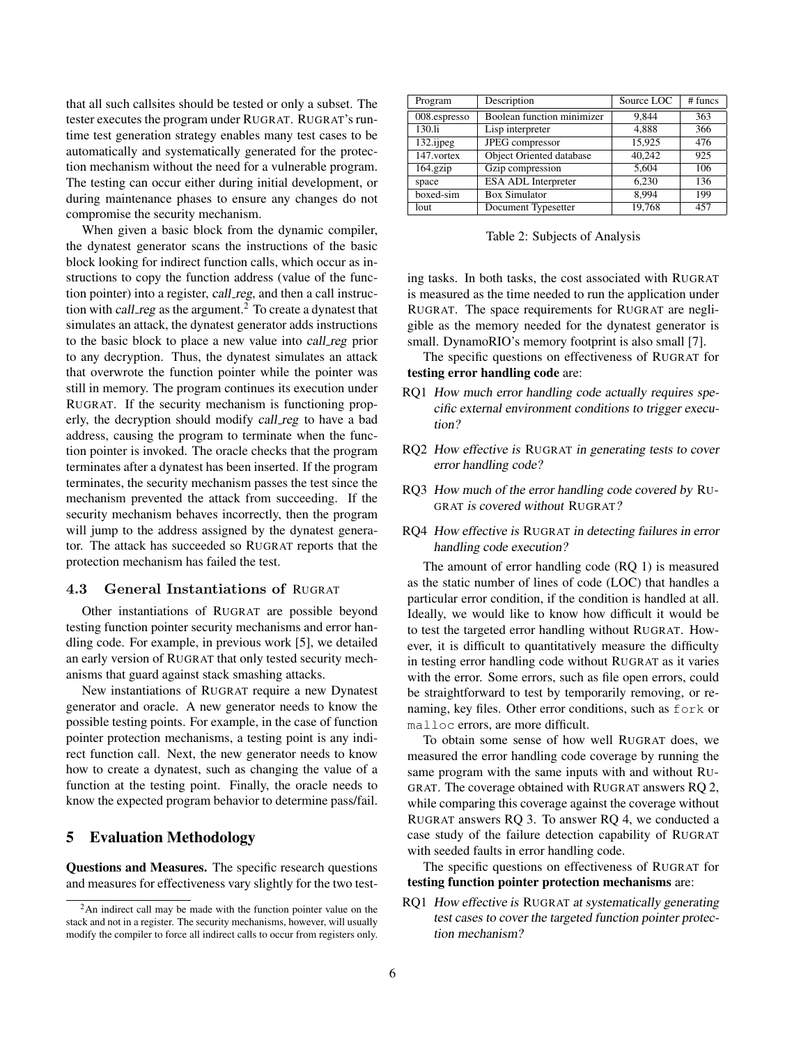that all such callsites should be tested or only a subset. The tester executes the program under RUGRAT. RUGRAT's runtime test generation strategy enables many test cases to be automatically and systematically generated for the protection mechanism without the need for a vulnerable program. The testing can occur either during initial development, or during maintenance phases to ensure any changes do not compromise the security mechanism.

When given a basic block from the dynamic compiler, the dynatest generator scans the instructions of the basic block looking for indirect function calls, which occur as instructions to copy the function address (value of the function pointer) into a register, *call_reg*, and then a call instruction with *call_reg* as the argument.[2] To create a dynatest that simulates an attack, the dynatest generator adds instructions to the basic block to place a new value into *call_reg* prior to any decryption. Thus, the dynatest simulates an attack that overwrote the function pointer while the pointer was still in memory. The program continues its execution under RUGRAT. If the security mechanism is functioning properly, the decryption should modify *call_reg* to have a bad address, causing the program to terminate when the function pointer is invoked. The oracle checks that the program terminates after a dynatest has been inserted. If the program terminates, the security mechanism passes the test since the mechanism prevented the attack from succeeding. If the security mechanism behaves incorrectly, then the program will jump to the address assigned by the dynatest generator. The attack has succeeded so RUGRAT reports that the protection mechanism has failed the test.

### 4.3 General Instantiations of RUGRAT

Other instantiations of RUGRAT are possible beyond testing function pointer security mechanisms and error handling code. For example, in previous work [5], we detailed an early version of RUGRAT that only tested security mechanisms that guard against stack smashing attacks.

New instantiations of RUGRAT require a new Dynatest generator and oracle. A new generator needs to know the possible testing points. For example, in the case of function pointer protection mechanisms, a testing point is any indirect function call. Next, the new generator needs to know how to create a dynatest, such as changing the value of a function at the testing point. Finally, the oracle needs to know the expected program behavior to determine pass/fail.

## 5 Evaluation Methodology

**Questions and Measures.** The specific research questions and measures for effectiveness vary slightly for the two testing tasks. In both tasks, the cost associated with RUGRAT is measured as the time needed to run the application under RUGRAT. The space requirements for RUGRAT are negligible as the memory needed for the dynatest generator is small. DynamoRIO's memory footprint is also small [7].

| Program | Description | Source LOC | # funcs |
|---|---|---|---|
| 008.espresso | Boolean function minimizer | 9,844 | 363 |
| 130.li | Lisp interpreter | 4,888 | 366 |
| 132.ijpeg | JPEG compressor | 15,925 | 476 |
| 147.vortex | Object Oriented database | 40,242 | 925 |
| 164.gzip | Gzip compression | 5,604 | 106 |
| space | ESA ADL Interpreter | 6,230 | 136 |
| boxed-sim | Box Simulator | 8,994 | 199 |
| lout | Document Typesetter | 19,768 | 457 |

Table 2: Subjects of Analysis

The specific questions on effectiveness of RUGRAT for **testing error handling code** are:

- RQ1 *How much error handling code actually requires specific external environment conditions to trigger execution?*
- RQ2 *How effective is* RUGRAT *in generating tests to cover error handling code?*
- RQ3 *How much of the error handling code covered by* RUGRAT *is covered without* RUGRAT*?*
- RQ4 *How effective is* RUGRAT *in detecting failures in error handling code execution?*

The amount of error handling code (RQ 1) is measured as the static number of lines of code (LOC) that handles a particular error condition, if the condition is handled at all. Ideally, we would like to know how difficult it would be to test the targeted error handling without RUGRAT. However, it is difficult to quantitatively measure the difficulty in testing error handling code without RUGRAT as it varies with the error. Some errors, such as file open errors, could be straightforward to test by temporarily removing, or renaming, key files. Other error conditions, such as `fork` or `malloc` errors, are more difficult.

To obtain some sense of how well RUGRAT does, we measured the error handling code coverage by running the same program with the same inputs with and without RUGRAT. The coverage obtained with RUGRAT answers RQ 2, while comparing this coverage against the coverage without RUGRAT answers RQ 3. To answer RQ 4, we conducted a case study of the failure detection capability of RUGRAT with seeded faults in error handling code.

The specific questions on effectiveness of RUGRAT for **testing function pointer protection mechanisms** are:

- RQ1 *How effective is* RUGRAT *at systematically generating test cases to cover the targeted function pointer protection mechanism?*

[2] An indirect call may be made with the function pointer value on the stack and not in a register. The security mechanisms, however, will usually modify the compiler to force all indirect calls to occur from registers only.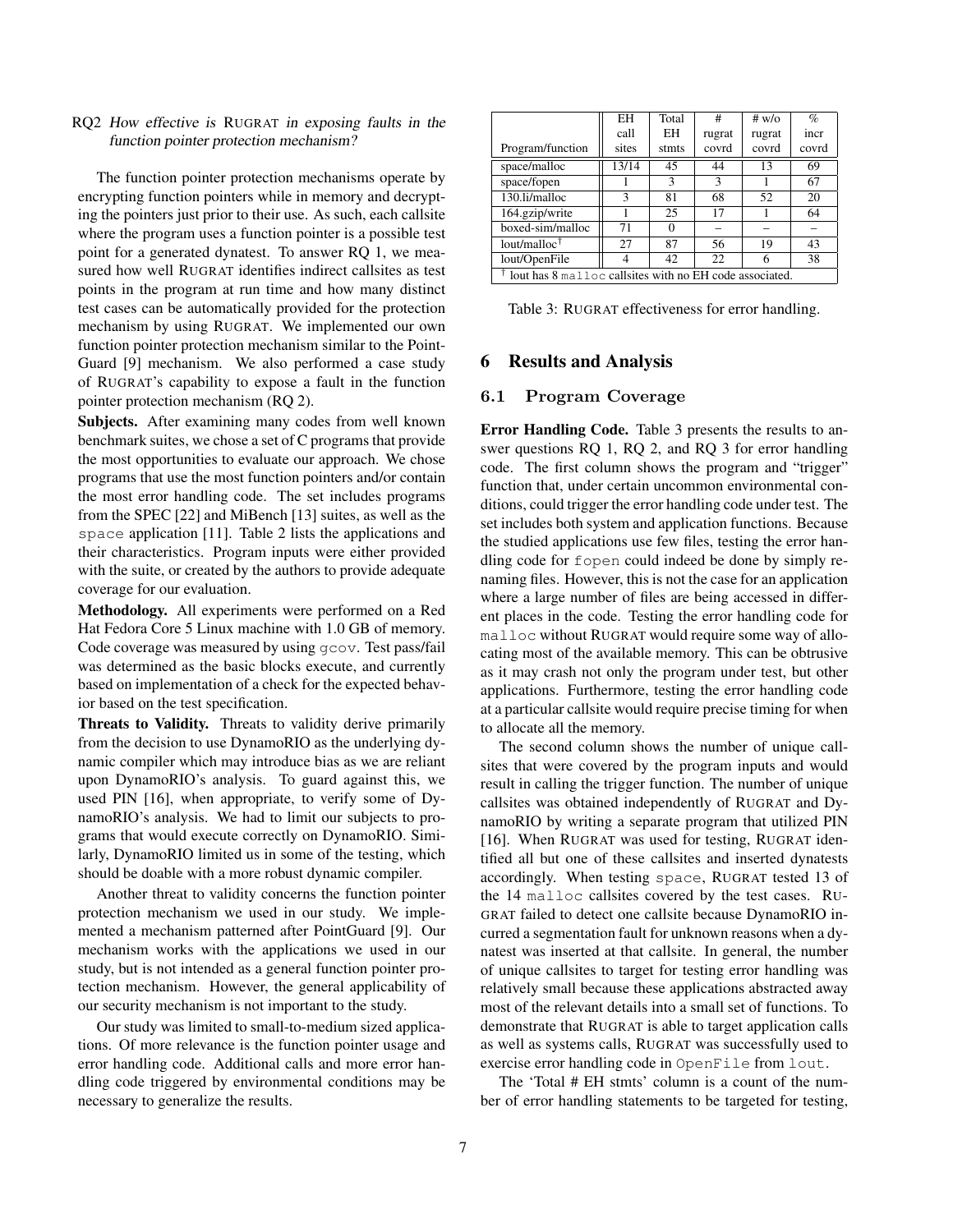RQ2 *How effective is* RUGRAT *in exposing faults in the function pointer protection mechanism?*

The function pointer protection mechanisms operate by encrypting function pointers while in memory and decrypting the pointers just prior to their use. As such, each callsite where the program uses a function pointer is a possible test point for a generated dynatest. To answer RQ 1, we measured how well RUGRAT identifies indirect callsites as test points in the program at run time and how many distinct test cases can be automatically provided for the protection mechanism by using RUGRAT. We implemented our own function pointer protection mechanism similar to the PointGuard [9] mechanism. We also performed a case study of RUGRAT's capability to expose a fault in the function pointer protection mechanism (RQ 2).

**Subjects.** After examining many codes from well known benchmark suites, we chose a set of C programs that provide the most opportunities to evaluate our approach. We chose programs that use the most function pointers and/or contain the most error handling code. The set includes programs from the SPEC [22] and MiBench [13] suites, as well as the `space` application [11]. Table 2 lists the applications and their characteristics. Program inputs were either provided with the suite, or created by the authors to provide adequate coverage for our evaluation.

**Methodology.** All experiments were performed on a Red Hat Fedora Core 5 Linux machine with 1.0 GB of memory. Code coverage was measured by using `gcov`. Test pass/fail was determined as the basic blocks execute, and currently based on implementation of a check for the expected behavior based on the test specification.

**Threats to Validity.** Threats to validity derive primarily from the decision to use DynamoRIO as the underlying dynamic compiler which may introduce bias as we are reliant upon DynamoRIO's analysis. To guard against this, we used PIN [16], when appropriate, to verify some of DynamoRIO's analysis. We had to limit our subjects to programs that would execute correctly on DynamoRIO. Similarly, DynamoRIO limited us in some of the testing, which should be doable with a more robust dynamic compiler.

Another threat to validity concerns the function pointer protection mechanism we used in our study. We implemented a mechanism patterned after PointGuard [9]. Our mechanism works with the applications we used in our study, but is not intended as a general function pointer protection mechanism. However, the general applicability of our security mechanism is not important to the study.

Our study was limited to small-to-medium sized applications. Of more relevance is the function pointer usage and error handling code. Additional calls and more error handling code triggered by environmental conditions may be necessary to generalize the results.

| Program/function | EH call sites | Total EH stmts | # rugrat covrd | # w/o rugrat covrd | % incr covrd |
|---|---|---|---|---|---|
| space/malloc | 13/14 | 45 | 44 | 13 | 69 |
| space/fopen | 1 | 3 | 3 | 1 | 67 |
| 130.li/malloc | 3 | 81 | 68 | 52 | 20 |
| 164.gzip/write | 1 | 25 | 17 | 1 | 64 |
| boxed-sim/malloc | 71 | 0 | – | – | – |
| lout/malloc† | 27 | 87 | 56 | 19 | 43 |
| lout/OpenFile | 4 | 42 | 22 | 6 | 38 |

† lout has 8 `malloc` callsites with no EH code associated.

Table 3: RUGRAT effectiveness for error handling.

## 6 Results and Analysis

### 6.1 Program Coverage

**Error Handling Code.** Table 3 presents the results to answer questions RQ 1, RQ 2, and RQ 3 for error handling code. The first column shows the program and "trigger" function that, under certain uncommon environmental conditions, could trigger the error handling code under test. The set includes both system and application functions. Because the studied applications use few files, testing the error handling code for `fopen` could indeed be done by simply renaming files. However, this is not the case for an application where a large number of files are being accessed in different places in the code. Testing the error handling code for `malloc` without RUGRAT would require some way of allocating most of the available memory. This can be obtrusive as it may crash not only the program under test, but other applications. Furthermore, testing the error handling code at a particular callsite would require precise timing for when to allocate all the memory.

The second column shows the number of unique callsites that were covered by the program inputs and would result in calling the trigger function. The number of unique callsites was obtained independently of RUGRAT and DynamoRIO by writing a separate program that utilized PIN [16]. When RUGRAT was used for testing, RUGRAT identified all but one of these callsites and inserted dynatests accordingly. When testing `space`, RUGRAT tested 13 of the 14 `malloc` callsites covered by the test cases. RUGRAT failed to detect one callsite because DynamoRIO incurred a segmentation fault for unknown reasons when a dynatest was inserted at that callsite. In general, the number of unique callsites to target for testing error handling was relatively small because these applications abstracted away most of the relevant details into a small set of functions. To demonstrate that RUGRAT is able to target application calls as well as systems calls, RUGRAT was successfully used to exercise error handling code in `OpenFile` from `lout`.

The 'Total # EH stmts' column is a count of the number of error handling statements to be targeted for testing,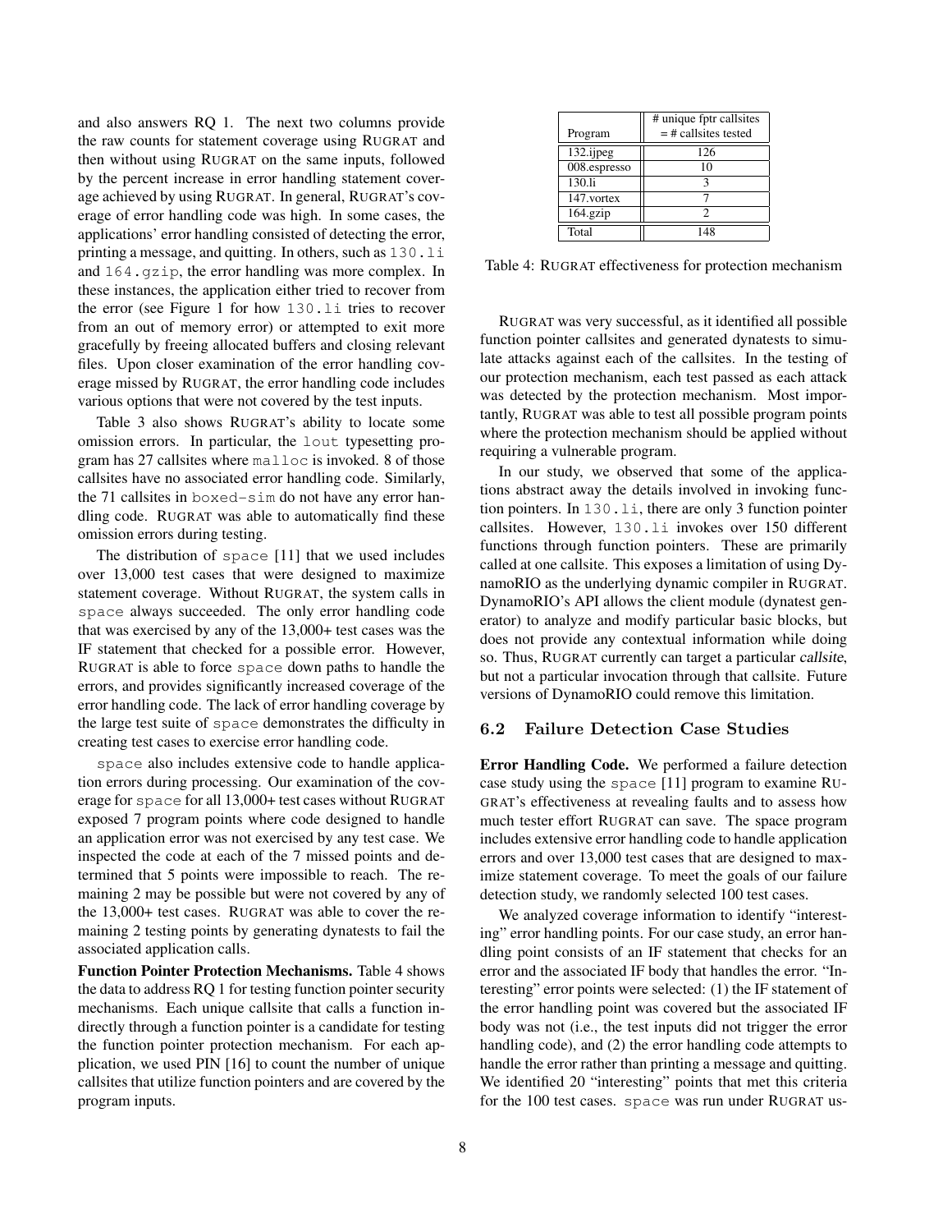and also answers RQ 1. The next two columns provide the raw counts for statement coverage using RUGRAT and then without using RUGRAT on the same inputs, followed by the percent increase in error handling statement coverage achieved by using RUGRAT. In general, RUGRAT's coverage of error handling code was high. In some cases, the applications' error handling consisted of detecting the error, printing a message, and quitting. In others, such as `130.li` and `164.gzip`, the error handling was more complex. In these instances, the application either tried to recover from the error (see Figure 1 for how `130.li` tries to recover from an out of memory error) or attempted to exit more gracefully by freeing allocated buffers and closing relevant files. Upon closer examination of the error handling coverage missed by RUGRAT, the error handling code includes various options that were not covered by the test inputs.

Table 3 also shows RUGRAT's ability to locate some omission errors. In particular, the `lout` typesetting program has 27 callsites where `malloc` is invoked. 8 of those callsites have no associated error handling code. Similarly, the 71 callsites in `boxed-sim` do not have any error handling code. RUGRAT was able to automatically find these omission errors during testing.

The distribution of `space` [11] that we used includes over 13,000 test cases that were designed to maximize statement coverage. Without RUGRAT, the system calls in `space` always succeeded. The only error handling code that was exercised by any of the 13,000+ test cases was the IF statement that checked for a possible error. However, RUGRAT is able to force `space` down paths to handle the errors, and provides significantly increased coverage of the error handling code. The lack of error handling coverage by the large test suite of `space` demonstrates the difficulty in creating test cases to exercise error handling code.

`space` also includes extensive code to handle application errors during processing. Our examination of the coverage for `space` for all 13,000+ test cases without RUGRAT exposed 7 program points where code designed to handle an application error was not exercised by any test case. We inspected the code at each of the 7 missed points and determined that 5 points were impossible to reach. The remaining 2 may be possible but were not covered by any of the 13,000+ test cases. RUGRAT was able to cover the remaining 2 testing points by generating dynatests to fail the associated application calls.

**Function Pointer Protection Mechanisms.** Table 4 shows the data to address RQ 1 for testing function pointer security mechanisms. Each unique callsite that calls a function indirectly through a function pointer is a candidate for testing the function pointer protection mechanism. For each application, we used PIN [16] to count the number of unique callsites that utilize function pointers and are covered by the program inputs.

| Program | # unique fptr callsites = # callsites tested |
|---|---|
| 132.ijpeg | 126 |
| 008.espresso | 10 |
| 130.li | 3 |
| 147.vortex | 7 |
| 164.gzip | 2 |
| Total | 148 |

Table 4: RUGRAT effectiveness for protection mechanism

RUGRAT was very successful, as it identified all possible function pointer callsites and generated dynatests to simulate attacks against each of the callsites. In the testing of our protection mechanism, each test passed as each attack was detected by the protection mechanism. Most importantly, RUGRAT was able to test all possible program points where the protection mechanism should be applied without requiring a vulnerable program.

In our study, we observed that some of the applications abstract away the details involved in invoking function pointers. In `130.li`, there are only 3 function pointer callsites. However, `130.li` invokes over 150 different functions through function pointers. These are primarily called at one callsite. This exposes a limitation of using DynamoRIO as the underlying dynamic compiler in RUGRAT. DynamoRIO's API allows the client module (dynatest generator) to analyze and modify particular basic blocks, but does not provide any contextual information while doing so. Thus, RUGRAT currently can target a particular *callsite*, but not a particular invocation through that callsite. Future versions of DynamoRIO could remove this limitation.

## 6.2 Failure Detection Case Studies

**Error Handling Code.** We performed a failure detection case study using the `space` [11] program to examine RUGRAT's effectiveness at revealing faults and to assess how much tester effort RUGRAT can save. The space program includes extensive error handling code to handle application errors and over 13,000 test cases that are designed to maximize statement coverage. To meet the goals of our failure detection study, we randomly selected 100 test cases.

We analyzed coverage information to identify "interesting" error handling points. For our case study, an error handling point consists of an IF statement that checks for an error and the associated IF body that handles the error. "Interesting" error points were selected: (1) the IF statement of the error handling point was covered but the associated IF body was not (i.e., the test inputs did not trigger the error handling code), and (2) the error handling code attempts to handle the error rather than printing a message and quitting. We identified 20 "interesting" points that met this criteria for the 100 test cases. `space` was run under RUGRAT us-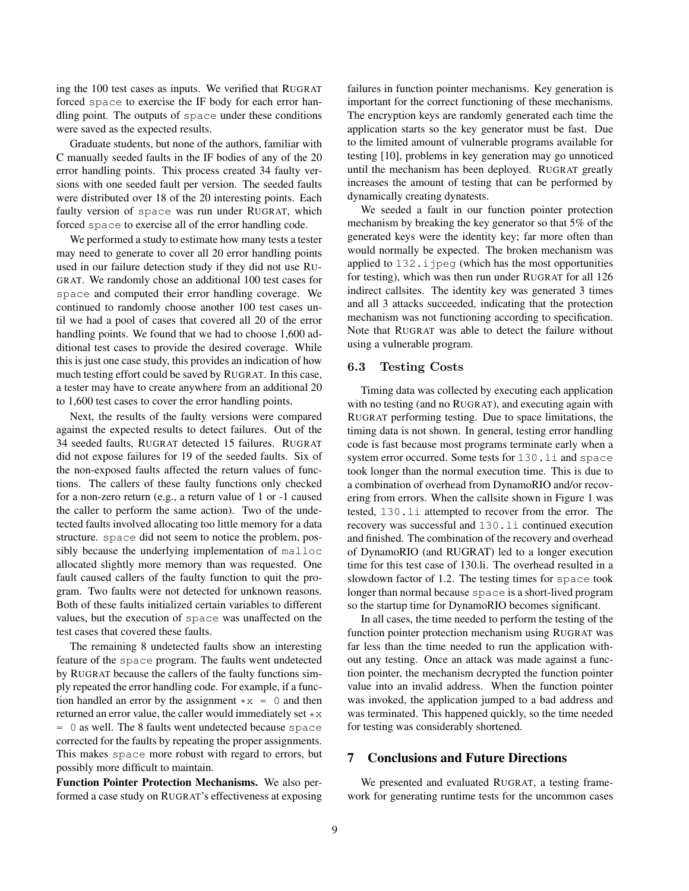ing the 100 test cases as inputs. We verified that RUGRAT forced space to exercise the IF body for each error handling point. The outputs of space under these conditions were saved as the expected results.

Graduate students, but none of the authors, familiar with C manually seeded faults in the IF bodies of any of the 20 error handling points. This process created 34 faulty versions with one seeded fault per version. The seeded faults were distributed over 18 of the 20 interesting points. Each faulty version of space was run under RUGRAT, which forced space to exercise all of the error handling code.

We performed a study to estimate how many tests a tester may need to generate to cover all 20 error handling points used in our failure detection study if they did not use RUGRAT. We randomly chose an additional 100 test cases for space and computed their error handling coverage. We continued to randomly choose another 100 test cases until we had a pool of cases that covered all 20 of the error handling points. We found that we had to choose 1,600 additional test cases to provide the desired coverage. While this is just one case study, this provides an indication of how much testing effort could be saved by RUGRAT. In this case, a tester may have to create anywhere from an additional 20 to 1,600 test cases to cover the error handling points.

Next, the results of the faulty versions were compared against the expected results to detect failures. Out of the 34 seeded faults, RUGRAT detected 15 failures. RUGRAT did not expose failures for 19 of the seeded faults. Six of the non-exposed faults affected the return values of functions. The callers of these faulty functions only checked for a non-zero return (e.g., a return value of 1 or -1 caused the caller to perform the same action). Two of the undetected faults involved allocating too little memory for a data structure. space did not seem to notice the problem, possibly because the underlying implementation of malloc allocated slightly more memory than was requested. One fault caused callers of the faulty function to quit the program. Two faults were not detected for unknown reasons. Both of these faults initialized certain variables to different values, but the execution of space was unaffected on the test cases that covered these faults.

The remaining 8 undetected faults show an interesting feature of the space program. The faults went undetected by RUGRAT because the callers of the faulty functions simply repeated the error handling code. For example, if a function handled an error by the assignment *x = 0 and then returned an error value, the caller would immediately set *x = 0 as well. The 8 faults went undetected because space corrected for the faults by repeating the proper assignments. This makes space more robust with regard to errors, but possibly more difficult to maintain.

**Function Pointer Protection Mechanisms.** We also performed a case study on RUGRAT's effectiveness at exposing failures in function pointer mechanisms. Key generation is important for the correct functioning of these mechanisms. The encryption keys are randomly generated each time the application starts so the key generator must be fast. Due to the limited amount of vulnerable programs available for testing [10], problems in key generation may go unnoticed until the mechanism has been deployed. RUGRAT greatly increases the amount of testing that can be performed by dynamically creating dynatests.

We seeded a fault in our function pointer protection mechanism by breaking the key generator so that 5% of the generated keys were the identity key; far more often than would normally be expected. The broken mechanism was applied to 132.ijpeg (which has the most opportunities for testing), which was then run under RUGRAT for all 126 indirect callsites. The identity key was generated 3 times and all 3 attacks succeeded, indicating that the protection mechanism was not functioning according to specification. Note that RUGRAT was able to detect the failure without using a vulnerable program.

### 6.3 Testing Costs

Timing data was collected by executing each application with no testing (and no RUGRAT), and executing again with RUGRAT performing testing. Due to space limitations, the timing data is not shown. In general, testing error handling code is fast because most programs terminate early when a system error occurred. Some tests for 130.li and space took longer than the normal execution time. This is due to a combination of overhead from DynamoRIO and/or recovering from errors. When the callsite shown in Figure 1 was tested, 130.li attempted to recover from the error. The recovery was successful and 130.li continued execution and finished. The combination of the recovery and overhead of DynamoRIO (and RUGRAT) led to a longer execution time for this test case of 130.li. The overhead resulted in a slowdown factor of 1.2. The testing times for space took longer than normal because space is a short-lived program so the startup time for DynamoRIO becomes significant.

In all cases, the time needed to perform the testing of the function pointer protection mechanism using RUGRAT was far less than the time needed to run the application without any testing. Once an attack was made against a function pointer, the mechanism decrypted the function pointer value into an invalid address. When the function pointer was invoked, the application jumped to a bad address and was terminated. This happened quickly, so the time needed for testing was considerably shortened.

## 7 Conclusions and Future Directions

We presented and evaluated RUGRAT, a testing framework for generating runtime tests for the uncommon cases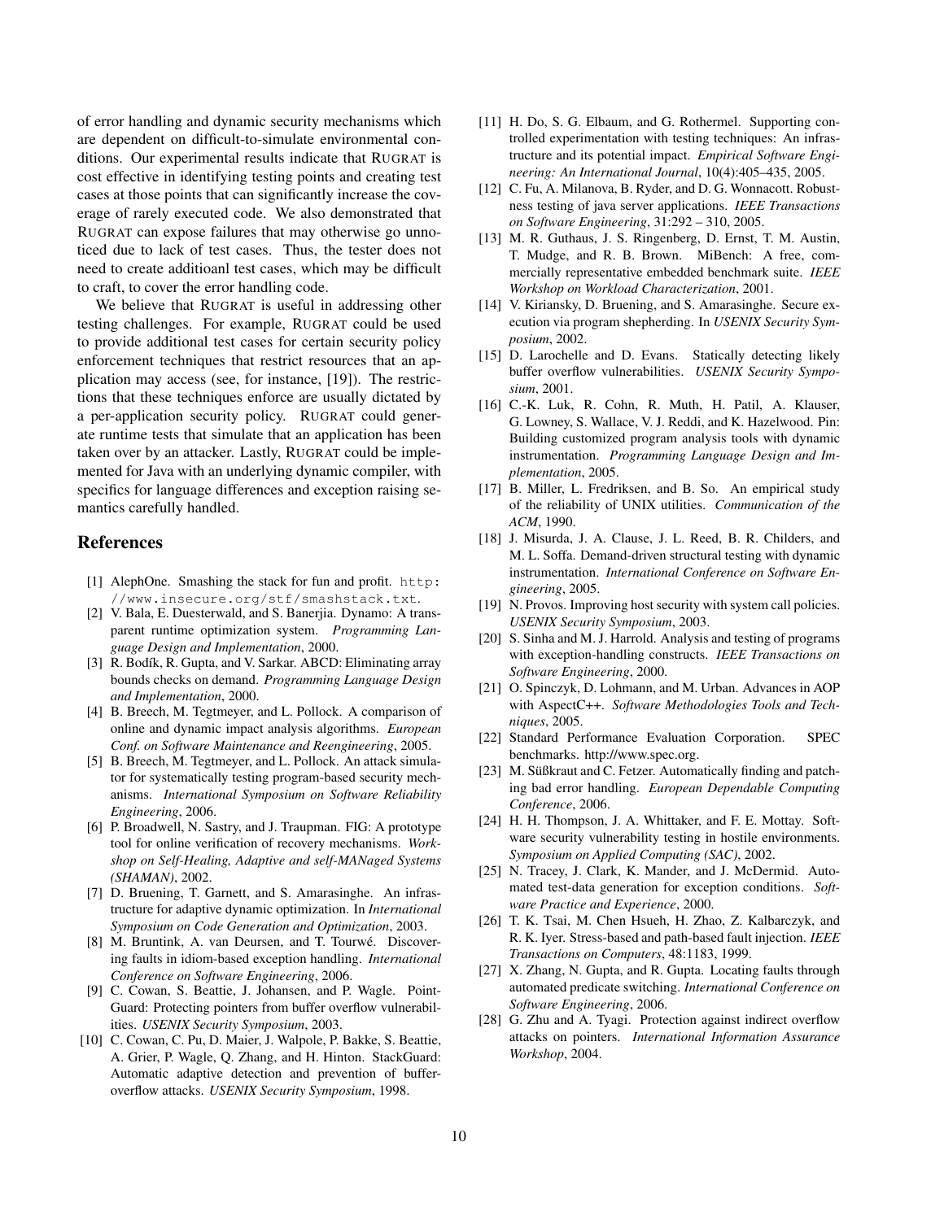of error handling and dynamic security mechanisms which are dependent on difficult-to-simulate environmental conditions. Our experimental results indicate that RUGRAT is cost effective in identifying testing points and creating test cases at those points that can significantly increase the coverage of rarely executed code. We also demonstrated that RUGRAT can expose failures that may otherwise go unnoticed due to lack of test cases. Thus, the tester does not need to create additioanl test cases, which may be difficult to craft, to cover the error handling code.

We believe that RUGRAT is useful in addressing other testing challenges. For example, RUGRAT could be used to provide additional test cases for certain security policy enforcement techniques that restrict resources that an application may access (see, for instance, [19]). The restrictions that these techniques enforce are usually dictated by a per-application security policy. RUGRAT could generate runtime tests that simulate that an application has been taken over by an attacker. Lastly, RUGRAT could be implemented for Java with an underlying dynamic compiler, with specifics for language differences and exception raising semantics carefully handled.

## References

[1] AlephOne. Smashing the stack for fun and profit. `http://www.insecure.org/stf/smashstack.txt`.

[2] V. Bala, E. Duesterwald, and S. Banerjia. Dynamo: A transparent runtime optimization system. *Programming Language Design and Implementation*, 2000.

[3] R. Bodík, R. Gupta, and V. Sarkar. ABCD: Eliminating array bounds checks on demand. *Programming Language Design and Implementation*, 2000.

[4] B. Breech, M. Tegtmeyer, and L. Pollock. A comparison of online and dynamic impact analysis algorithms. *European Conf. on Software Maintenance and Reengineering*, 2005.

[5] B. Breech, M. Tegtmeyer, and L. Pollock. An attack simulator for systematically testing program-based security mechanisms. *International Symposium on Software Reliability Engineering*, 2006.

[6] P. Broadwell, N. Sastry, and J. Traupman. FIG: A prototype tool for online verification of recovery mechanisms. *Workshop on Self-Healing, Adaptive and self-MANaged Systems (SHAMAN)*, 2002.

[7] D. Bruening, T. Garnett, and S. Amarasinghe. An infrastructure for adaptive dynamic optimization. In *International Symposium on Code Generation and Optimization*, 2003.

[8] M. Bruntink, A. van Deursen, and T. Tourwé. Discovering faults in idiom-based exception handling. *International Conference on Software Engineering*, 2006.

[9] C. Cowan, S. Beattie, J. Johansen, and P. Wagle. PointGuard: Protecting pointers from buffer overflow vulnerabilities. *USENIX Security Symposium*, 2003.

[10] C. Cowan, C. Pu, D. Maier, J. Walpole, P. Bakke, S. Beattie, A. Grier, P. Wagle, Q. Zhang, and H. Hinton. StackGuard: Automatic adaptive detection and prevention of buffer-overflow attacks. *USENIX Security Symposium*, 1998.

[11] H. Do, S. G. Elbaum, and G. Rothermel. Supporting controlled experimentation with testing techniques: An infrastructure and its potential impact. *Empirical Software Engineering: An International Journal*, 10(4):405–435, 2005.

[12] C. Fu, A. Milanova, B. Ryder, and D. G. Wonnacott. Robustness testing of java server applications. *IEEE Transactions on Software Engineering*, 31:292 – 310, 2005.

[13] M. R. Guthaus, J. S. Ringenberg, D. Ernst, T. M. Austin, T. Mudge, and R. B. Brown. MiBench: A free, commercially representative embedded benchmark suite. *IEEE Workshop on Workload Characterization*, 2001.

[14] V. Kiriansky, D. Bruening, and S. Amarasinghe. Secure execution via program shepherding. In *USENIX Security Symposium*, 2002.

[15] D. Larochelle and D. Evans. Statically detecting likely buffer overflow vulnerabilities. *USENIX Security Symposium*, 2001.

[16] C.-K. Luk, R. Cohn, R. Muth, H. Patil, A. Klauser, G. Lowney, S. Wallace, V. J. Reddi, and K. Hazelwood. Pin: Building customized program analysis tools with dynamic instrumentation. *Programming Language Design and Implementation*, 2005.

[17] B. Miller, L. Fredriksen, and B. So. An empirical study of the reliability of UNIX utilities. *Communication of the ACM*, 1990.

[18] J. Misurda, J. A. Clause, J. L. Reed, B. R. Childers, and M. L. Soffa. Demand-driven structural testing with dynamic instrumentation. *International Conference on Software Engineering*, 2005.

[19] N. Provos. Improving host security with system call policies. *USENIX Security Symposium*, 2003.

[20] S. Sinha and M. J. Harrold. Analysis and testing of programs with exception-handling constructs. *IEEE Transactions on Software Engineering*, 2000.

[21] O. Spinczyk, D. Lohmann, and M. Urban. Advances in AOP with AspectC++. *Software Methodologies Tools and Techniques*, 2005.

[22] Standard Performance Evaluation Corporation. SPEC benchmarks. http://www.spec.org.

[23] M. Süßkraut and C. Fetzer. Automatically finding and patching bad error handling. *European Dependable Computing Conference*, 2006.

[24] H. H. Thompson, J. A. Whittaker, and F. E. Mottay. Software security vulnerability testing in hostile environments. *Symposium on Applied Computing (SAC)*, 2002.

[25] N. Tracey, J. Clark, K. Mander, and J. McDermid. Automated test-data generation for exception conditions. *Software Practice and Experience*, 2000.

[26] T. K. Tsai, M. Chen Hsueh, H. Zhao, Z. Kalbarczyk, and R. K. Iyer. Stress-based and path-based fault injection. *IEEE Transactions on Computers*, 48:1183, 1999.

[27] X. Zhang, N. Gupta, and R. Gupta. Locating faults through automated predicate switching. *International Conference on Software Engineering*, 2006.

[28] G. Zhu and A. Tyagi. Protection against indirect overflow attacks on pointers. *International Information Assurance Workshop*, 2004.